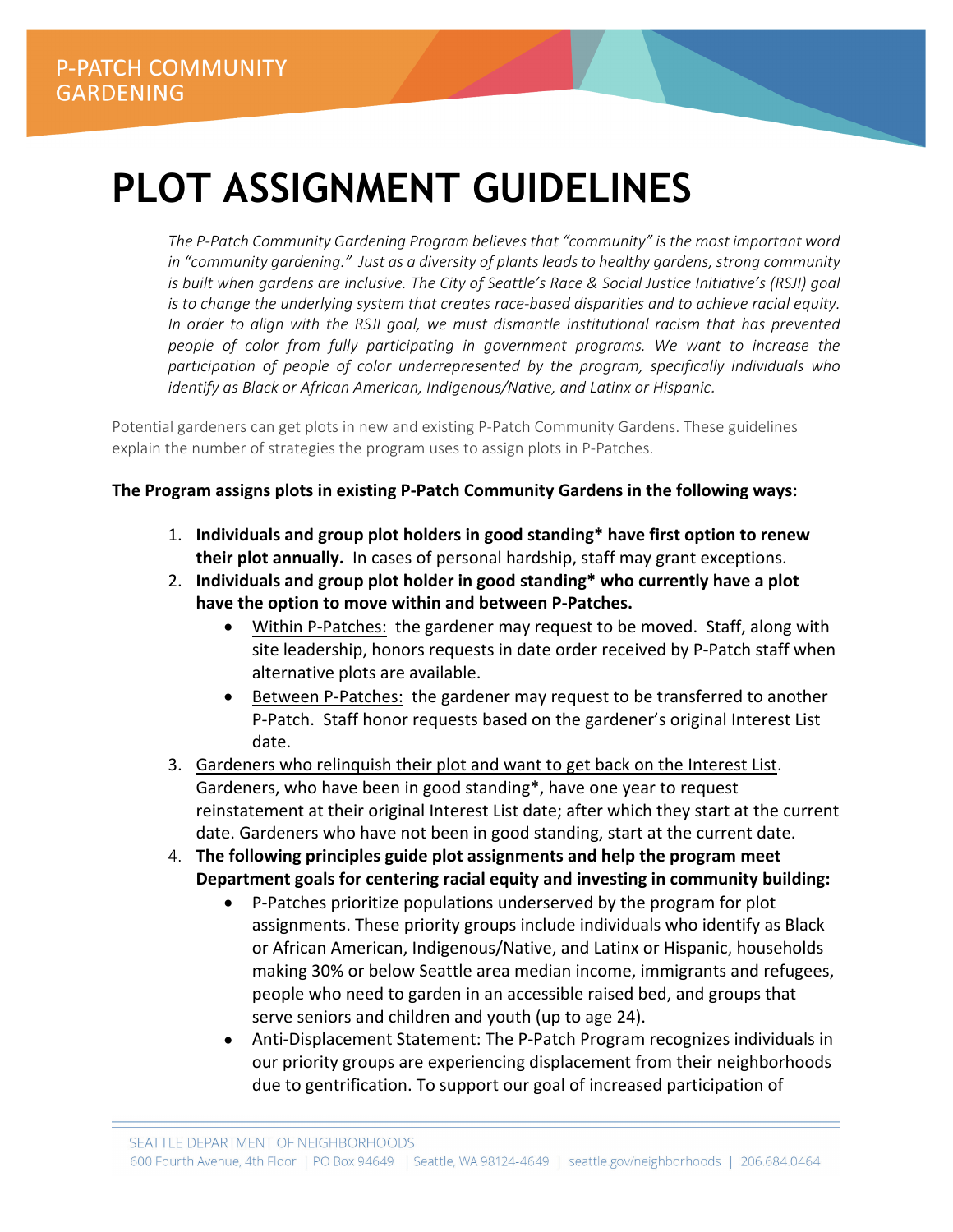P-PATCH COMMUNITY GARDENING

# PLOT ASSIGNMENT GUIDELINES

*The P-Patch Community Gardening Program believes that "community" is the most important word in "community gardening." Just as a diversity of plants leads to healthy gardens, strong community is built when gardens are inclusive. The City of Seattle's Race & Social Justice Initiative's (RSJI) goal is to change the underlying system that creates race-based disparities and to achieve racial equity. In order to align with the RSJI goal, we must dismantle institutional racism that has prevented people of color from fully participating in government programs. We want to increase the participation of people of color underrepresented by the program, specifically individuals who identify as Black or African American, Indigenous/Native, and Latinx or Hispanic.*

Potential gardeners can get plots in new and existing P-Patch Community Gardens. These guidelines explain the number of strategies the program uses to assign plots in P-Patches.

**The Program assigns plots in existing P-Patch Community Gardens in the following ways:**

1. **Individuals and group plot holders in good standing* have first option to renew their plot annually.** In cases of personal hardship, staff may grant exceptions.
2. **Individuals and group plot holder in good standing* who currently have a plot have the option to move within and between P-Patches.**
   - Within P-Patches: the gardener may request to be moved. Staff, along with site leadership, honors requests in date order received by P-Patch staff when alternative plots are available.
   - Between P-Patches: the gardener may request to be transferred to another P-Patch. Staff honor requests based on the gardener's original Interest List date.
3. Gardeners who relinquish their plot and want to get back on the Interest List. Gardeners, who have been in good standing*, have one year to request reinstatement at their original Interest List date; after which they start at the current date. Gardeners who have not been in good standing, start at the current date.
4. **The following principles guide plot assignments and help the program meet Department goals for centering racial equity and investing in community building:**
   - P-Patches prioritize populations underserved by the program for plot assignments. These priority groups include individuals who identify as Black or African American, Indigenous/Native, and Latinx or Hispanic, households making 30% or below Seattle area median income, immigrants and refugees, people who need to garden in an accessible raised bed, and groups that serve seniors and children and youth (up to age 24).
   - Anti-Displacement Statement: The P-Patch Program recognizes individuals in our priority groups are experiencing displacement from their neighborhoods due to gentrification. To support our goal of increased participation of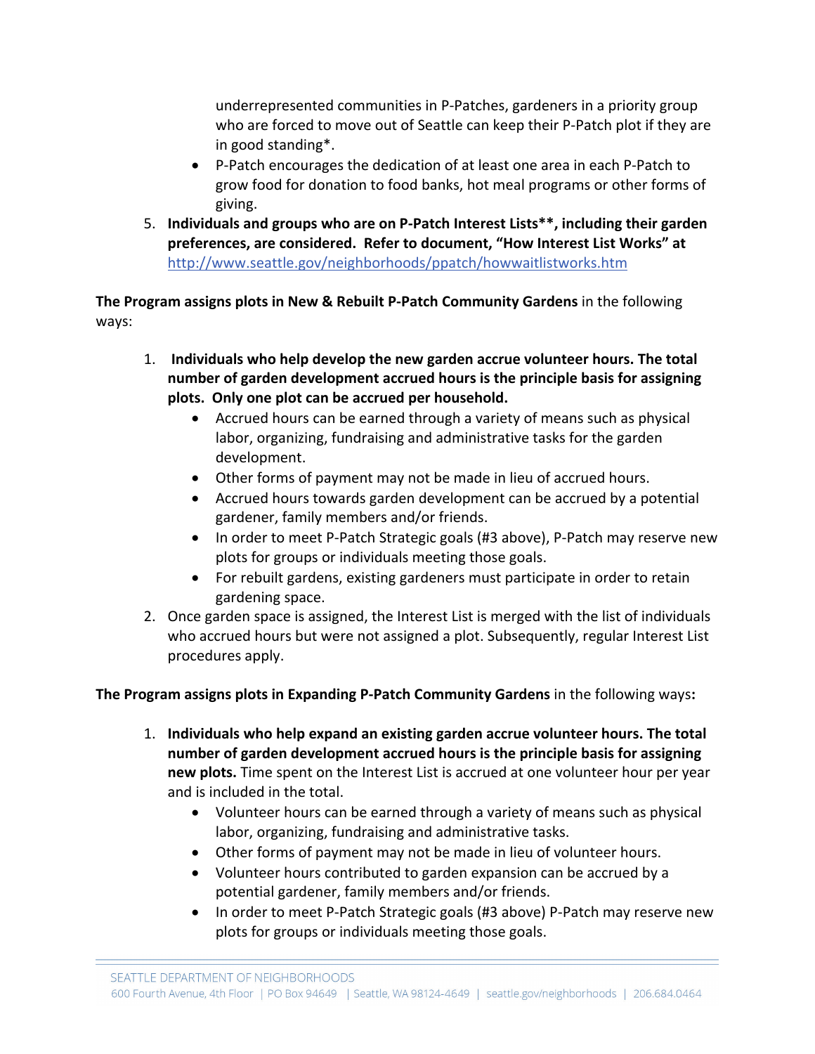underrepresented communities in P-Patches, gardeners in a priority group who are forced to move out of Seattle can keep their P-Patch plot if they are in good standing*.
- P-Patch encourages the dedication of at least one area in each P-Patch to grow food for donation to food banks, hot meal programs or other forms of giving.

5. **Individuals and groups who are on P-Patch Interest Lists**, including their garden preferences, are considered. Refer to document, "How Interest List Works" at** http://www.seattle.gov/neighborhoods/ppatch/howwaitlistworks.htm

**The Program assigns plots in New & Rebuilt P-Patch Community Gardens** in the following ways:

1. **Individuals who help develop the new garden accrue volunteer hours. The total number of garden development accrued hours is the principle basis for assigning plots. Only one plot can be accrued per household.**
   - Accrued hours can be earned through a variety of means such as physical labor, organizing, fundraising and administrative tasks for the garden development.
   - Other forms of payment may not be made in lieu of accrued hours.
   - Accrued hours towards garden development can be accrued by a potential gardener, family members and/or friends.
   - In order to meet P-Patch Strategic goals (#3 above), P-Patch may reserve new plots for groups or individuals meeting those goals.
   - For rebuilt gardens, existing gardeners must participate in order to retain gardening space.
2. Once garden space is assigned, the Interest List is merged with the list of individuals who accrued hours but were not assigned a plot. Subsequently, regular Interest List procedures apply.

**The Program assigns plots in Expanding P-Patch Community Gardens** in the following ways**:**

1. **Individuals who help expand an existing garden accrue volunteer hours. The total number of garden development accrued hours is the principle basis for assigning new plots.** Time spent on the Interest List is accrued at one volunteer hour per year and is included in the total.
   - Volunteer hours can be earned through a variety of means such as physical labor, organizing, fundraising and administrative tasks.
   - Other forms of payment may not be made in lieu of volunteer hours.
   - Volunteer hours contributed to garden expansion can be accrued by a potential gardener, family members and/or friends.
   - In order to meet P-Patch Strategic goals (#3 above) P-Patch may reserve new plots for groups or individuals meeting those goals.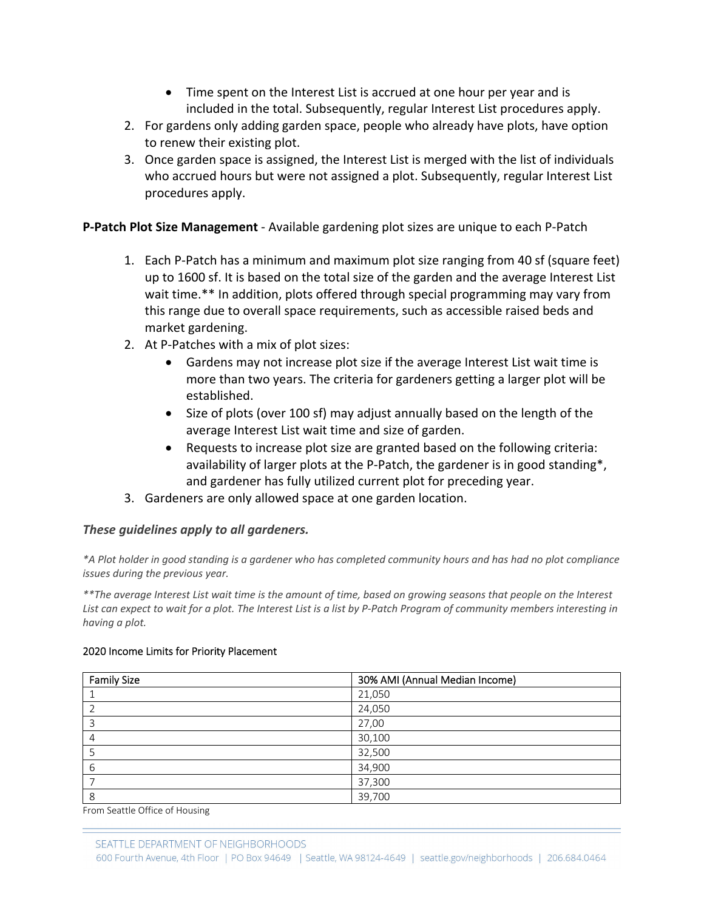- Time spent on the Interest List is accrued at one hour per year and is included in the total. Subsequently, regular Interest List procedures apply.

2. For gardens only adding garden space, people who already have plots, have option to renew their existing plot.
3. Once garden space is assigned, the Interest List is merged with the list of individuals who accrued hours but were not assigned a plot. Subsequently, regular Interest List procedures apply.

**P-Patch Plot Size Management** - Available gardening plot sizes are unique to each P-Patch

1. Each P-Patch has a minimum and maximum plot size ranging from 40 sf (square feet) up to 1600 sf. It is based on the total size of the garden and the average Interest List wait time.** In addition, plots offered through special programming may vary from this range due to overall space requirements, such as accessible raised beds and market gardening.
2. At P-Patches with a mix of plot sizes:
   - Gardens may not increase plot size if the average Interest List wait time is more than two years. The criteria for gardeners getting a larger plot will be established.
   - Size of plots (over 100 sf) may adjust annually based on the length of the average Interest List wait time and size of garden.
   - Requests to increase plot size are granted based on the following criteria: availability of larger plots at the P-Patch, the gardener is in good standing*, and gardener has fully utilized current plot for preceding year.
3. Gardeners are only allowed space at one garden location.

***These guidelines apply to all gardeners.***

*\*A Plot holder in good standing is a gardener who has completed community hours and has had no plot compliance issues during the previous year.*

*\*\*The average Interest List wait time is the amount of time, based on growing seasons that people on the Interest List can expect to wait for a plot. The Interest List is a list by P-Patch Program of community members interesting in having a plot.*

2020 Income Limits for Priority Placement

| Family Size | 30% AMI (Annual Median Income) |
|---|---|
| 1 | 21,050 |
| 2 | 24,050 |
| 3 | 27,00 |
| 4 | 30,100 |
| 5 | 32,500 |
| 6 | 34,900 |
| 7 | 37,300 |
| 8 | 39,700 |

From Seattle Office of Housing